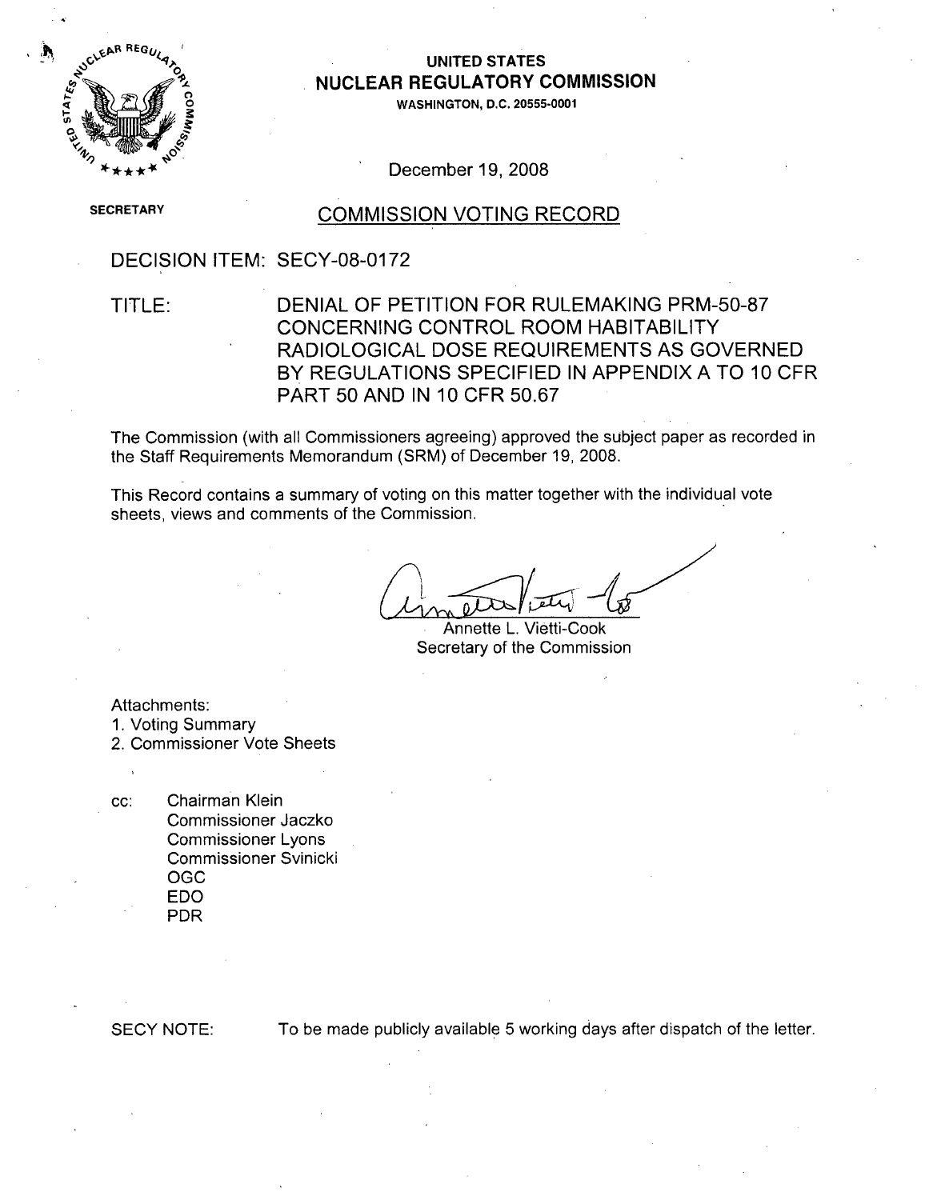**UNITED STATES**
**NUCLEAR REGULATORY COMMISSION**
**WASHINGTON, D.C. 20555-0001**

December 19, 2008

**SECRETARY**

## COMMISSION VOTING RECORD

DECISION ITEM: SECY-08-0172

TITLE: DENIAL OF PETITION FOR RULEMAKING PRM-50-87 CONCERNING CONTROL ROOM HABITABILITY RADIOLOGICAL DOSE REQUIREMENTS AS GOVERNED BY REGULATIONS SPECIFIED IN APPENDIX A TO 10 CFR PART 50 AND IN 10 CFR 50.67

The Commission (with all Commissioners agreeing) approved the subject paper as recorded in the Staff Requirements Memorandum (SRM) of December 19, 2008.

This Record contains a summary of voting on this matter together with the individual vote sheets, views and comments of the Commission.

Annette L. Vietti-Cook
Secretary of the Commission

Attachments:
1. Voting Summary
2. Commissioner Vote Sheets

cc: Chairman Klein
Commissioner Jaczko
Commissioner Lyons
Commissioner Svinicki
OGC
EDO
PDR

SECY NOTE: To be made publicly available 5 working days after dispatch of the letter.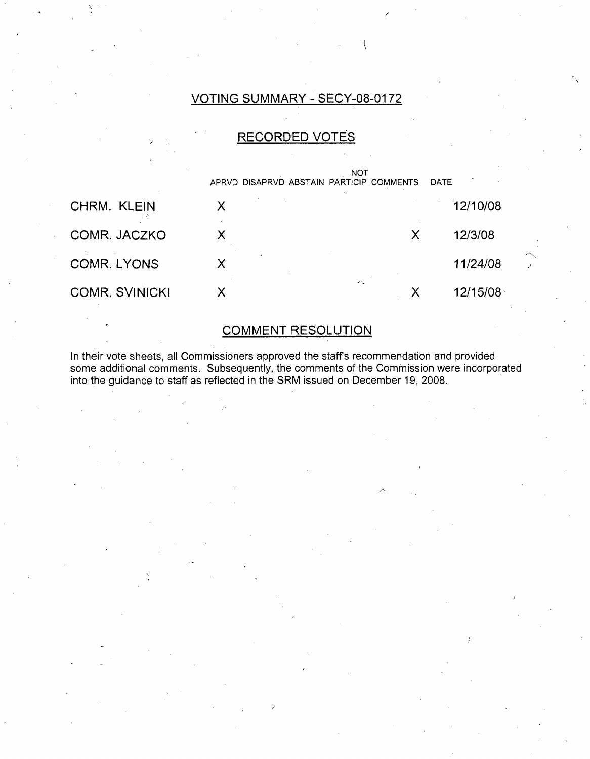## VOTING SUMMARY - SECY-08-0172

## RECORDED VOTES

| | APRVD | DISAPRVD | ABSTAIN | NOT PARTICIP | COMMENTS | DATE |
|---|---|---|---|---|---|---|
| CHRM. KLEIN | X | | | | | 12/10/08 |
| COMR. JACZKO | X | | | | X | 12/3/08 |
| COMR. LYONS | X | | | | | 11/24/08 |
| COMR. SVINICKI | X | | | | X | 12/15/08 |

## COMMENT RESOLUTION

In their vote sheets, all Commissioners approved the staff's recommendation and provided some additional comments. Subsequently, the comments of the Commission were incorporated into the guidance to staff as reflected in the SRM issued on December 19, 2008.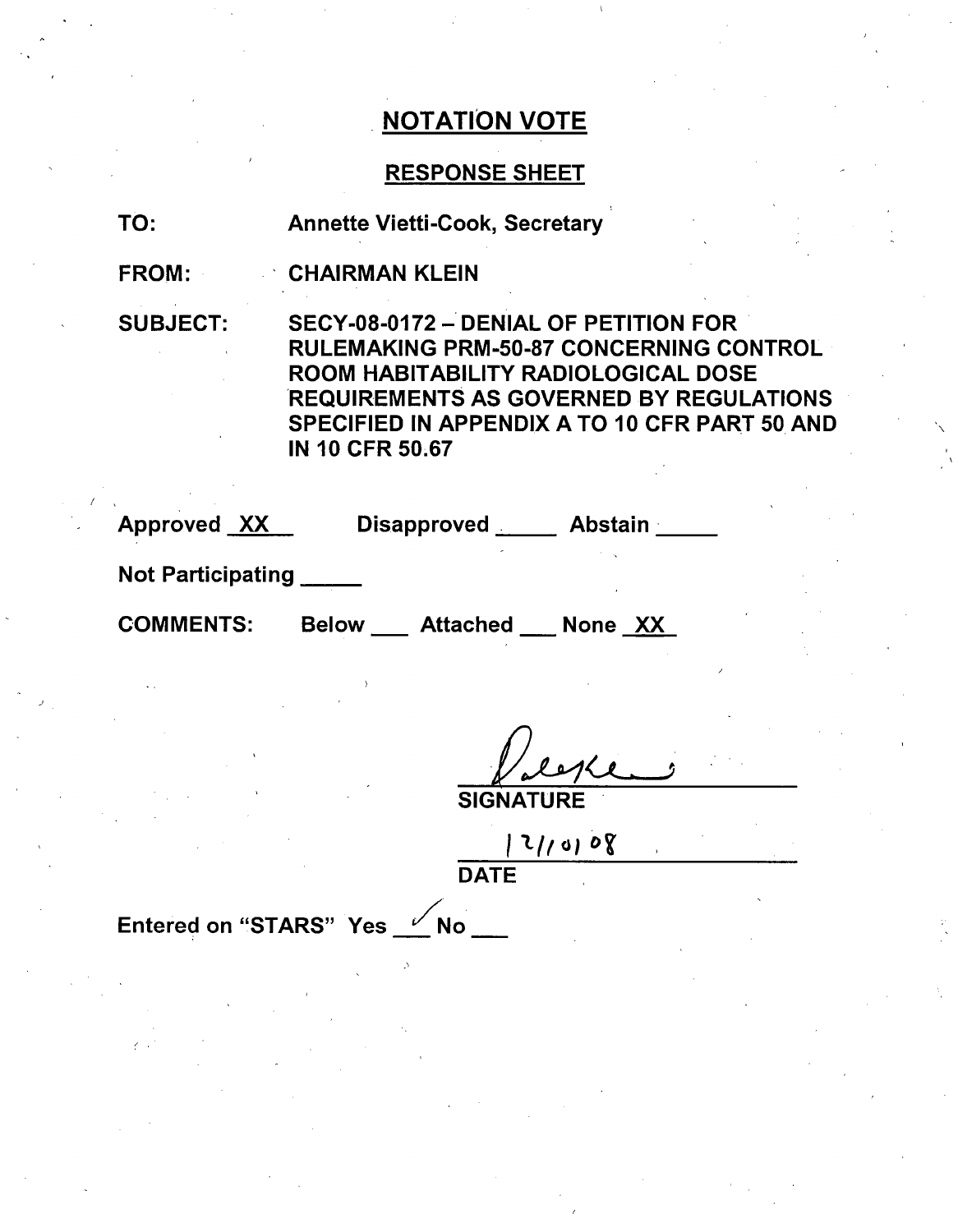# NOTATION VOTE

## RESPONSE SHEET

TO: Annette Vietti-Cook, Secretary

FROM: CHAIRMAN KLEIN

SUBJECT: SECY-08-0172 – DENIAL OF PETITION FOR RULEMAKING PRM-50-87 CONCERNING CONTROL ROOM HABITABILITY RADIOLOGICAL DOSE REQUIREMENTS AS GOVERNED BY REGULATIONS SPECIFIED IN APPENDIX A TO 10 CFR PART 50 AND IN 10 CFR 50.67

Approved XX Disapproved ____ Abstain ____

Not Participating ____

COMMENTS: Below ___ Attached ___ None XX

SIGNATURE

12/10/08

DATE

Entered on "STARS" Yes ✓ No ___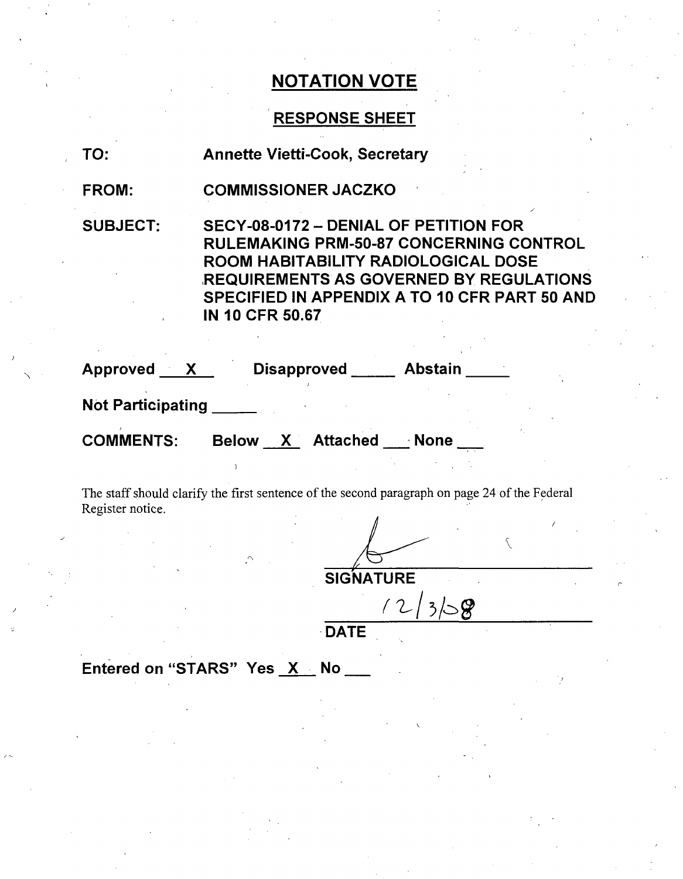# NOTATION VOTE

## RESPONSE SHEET

TO: Annette Vietti-Cook, Secretary

FROM: COMMISSIONER JACZKO

SUBJECT: SECY-08-0172 – DENIAL OF PETITION FOR RULEMAKING PRM-50-87 CONCERNING CONTROL ROOM HABITABILITY RADIOLOGICAL DOSE REQUIREMENTS AS GOVERNED BY REGULATIONS SPECIFIED IN APPENDIX A TO 10 CFR PART 50 AND IN 10 CFR 50.67

Approved __X__ Disapproved _____ Abstain _____

Not Participating _____

COMMENTS: Below __X__ Attached ___ None ___

The staff should clarify the first sentence of the second paragraph on page 24 of the Federal Register notice.

_____________________
SIGNATURE

12/3/08
_____________________
DATE

Entered on "STARS" Yes __X__ No ___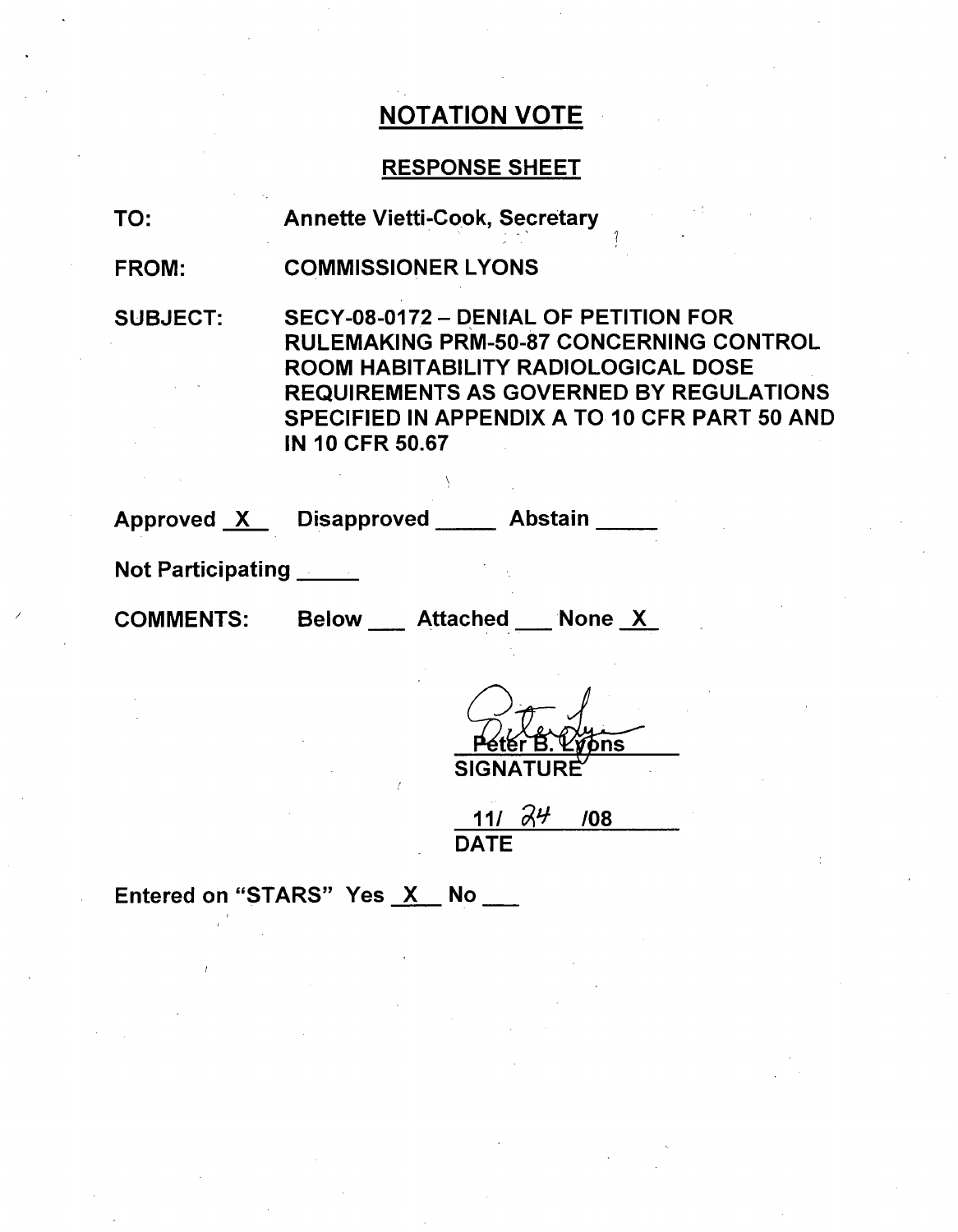# NOTATION VOTE

## RESPONSE SHEET

TO: Annette Vietti-Cook, Secretary

FROM: COMMISSIONER LYONS

SUBJECT: SECY-08-0172 – DENIAL OF PETITION FOR RULEMAKING PRM-50-87 CONCERNING CONTROL ROOM HABITABILITY RADIOLOGICAL DOSE REQUIREMENTS AS GOVERNED BY REGULATIONS SPECIFIED IN APPENDIX A TO 10 CFR PART 50 AND IN 10 CFR 50.67

Approved X Disapproved ___ Abstain ___

Not Participating ___

COMMENTS: Below ___ Attached ___ None X

Peter B. Lyons
SIGNATURE

11/ 24 /08
DATE

Entered on "STARS" Yes X No ___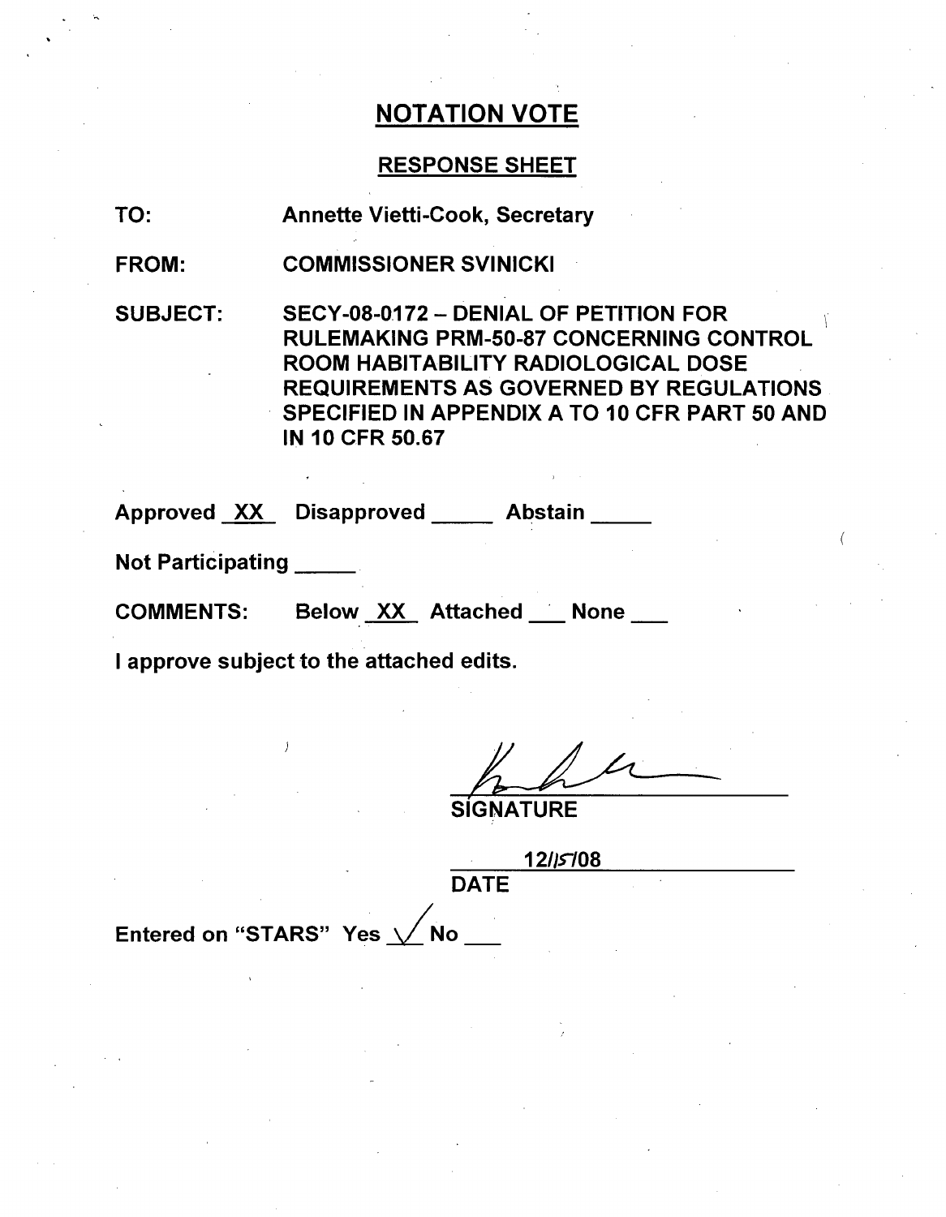## NOTATION VOTE

### RESPONSE SHEET

TO: Annette Vietti-Cook, Secretary

FROM: COMMISSIONER SVINICKI

SUBJECT: SECY-08-0172 – DENIAL OF PETITION FOR RULEMAKING PRM-50-87 CONCERNING CONTROL ROOM HABITABILITY RADIOLOGICAL DOSE REQUIREMENTS AS GOVERNED BY REGULATIONS SPECIFIED IN APPENDIX A TO 10 CFR PART 50 AND IN 10 CFR 50.67

Approved XX Disapproved _____ Abstain _____

Not Participating _____

COMMENTS: Below XX Attached ___ None ___

I approve subject to the attached edits.

SIGNATURE

12/15/08

DATE

Entered on "STARS" Yes ✓ No ___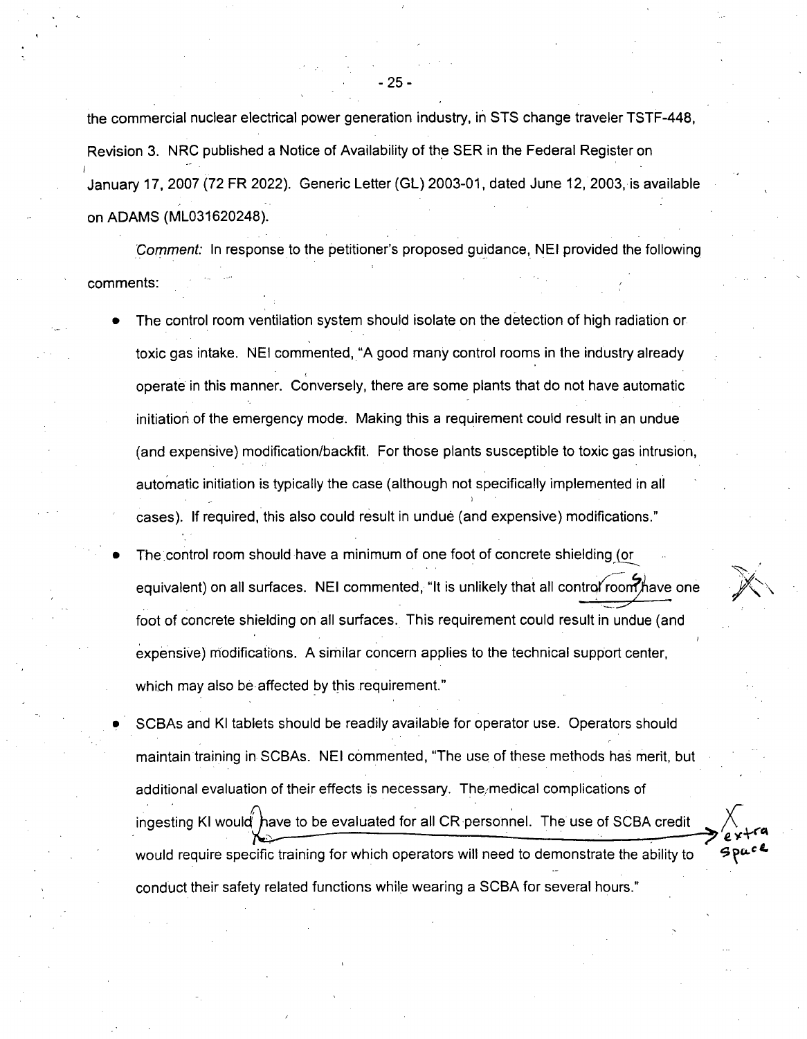the commercial nuclear electrical power generation industry, in STS change traveler TSTF-448, Revision 3. NRC published a Notice of Availability of the SER in the Federal Register on January 17, 2007 (72 FR 2022). Generic Letter (GL) 2003-01, dated June 12, 2003, is available on ADAMS (ML031620248).

*Comment:* In response to the petitioner's proposed guidance, NEI provided the following comments:

- The control room ventilation system should isolate on the detection of high radiation or toxic gas intake. NEI commented, "A good many control rooms in the industry already operate in this manner. Conversely, there are some plants that do not have automatic initiation of the emergency mode. Making this a requirement could result in an undue (and expensive) modification/backfit. For those plants susceptible to toxic gas intrusion, automatic initiation is typically the case (although not specifically implemented in all cases). If required, this also could result in undue (and expensive) modifications."
- The control room should have a minimum of one foot of concrete shielding (or equivalent) on all surfaces. NEI commented, "It is unlikely that all control room have one foot of concrete shielding on all surfaces. This requirement could result in undue (and expensive) modifications. A similar concern applies to the technical support center, which may also be affected by this requirement."
- SCBAs and KI tablets should be readily available for operator use. Operators should maintain training in SCBAs. NEI commented, "The use of these methods has merit, but additional evaluation of their effects is necessary. The medical complications of ingesting KI would have to be evaluated for all CR personnel. The use of SCBA credit would require specific training for which operators will need to demonstrate the ability to conduct their safety related functions while wearing a SCBA for several hours."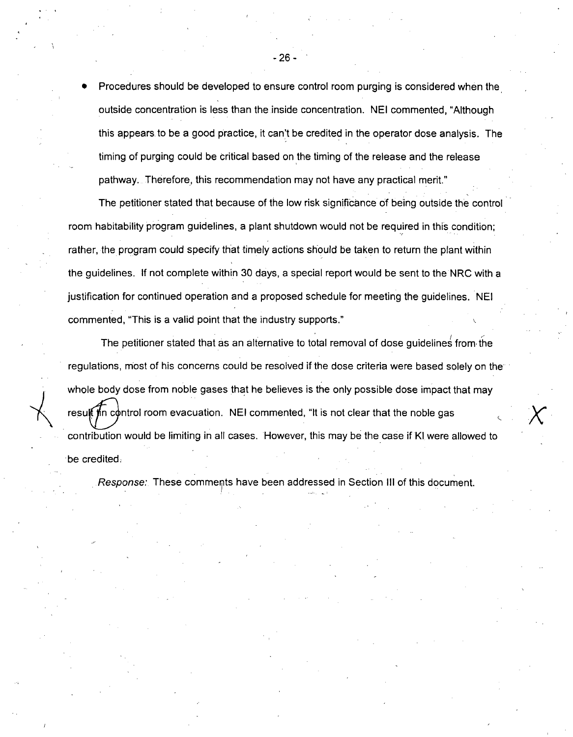- Procedures should be developed to ensure control room purging is considered when the outside concentration is less than the inside concentration. NEI commented, "Although this appears to be a good practice, it can't be credited in the operator dose analysis. The timing of purging could be critical based on the timing of the release and the release pathway. Therefore, this recommendation may not have any practical merit."

The petitioner stated that because of the low risk significance of being outside the control room habitability program guidelines, a plant shutdown would not be required in this condition; rather, the program could specify that timely actions should be taken to return the plant within the guidelines. If not complete within 30 days, a special report would be sent to the NRC with a justification for continued operation and a proposed schedule for meeting the guidelines. NEI commented, "This is a valid point that the industry supports."

The petitioner stated that as an alternative to total removal of dose guidelines from the regulations, most of his concerns could be resolved if the dose criteria were based solely on the whole body dose from noble gases that he believes is the only possible dose impact that may result in control room evacuation. NEI commented, "It is not clear that the noble gas contribution would be limiting in all cases. However, this may be the case if KI were allowed to be credited.

*Response:* These comments have been addressed in Section III of this document.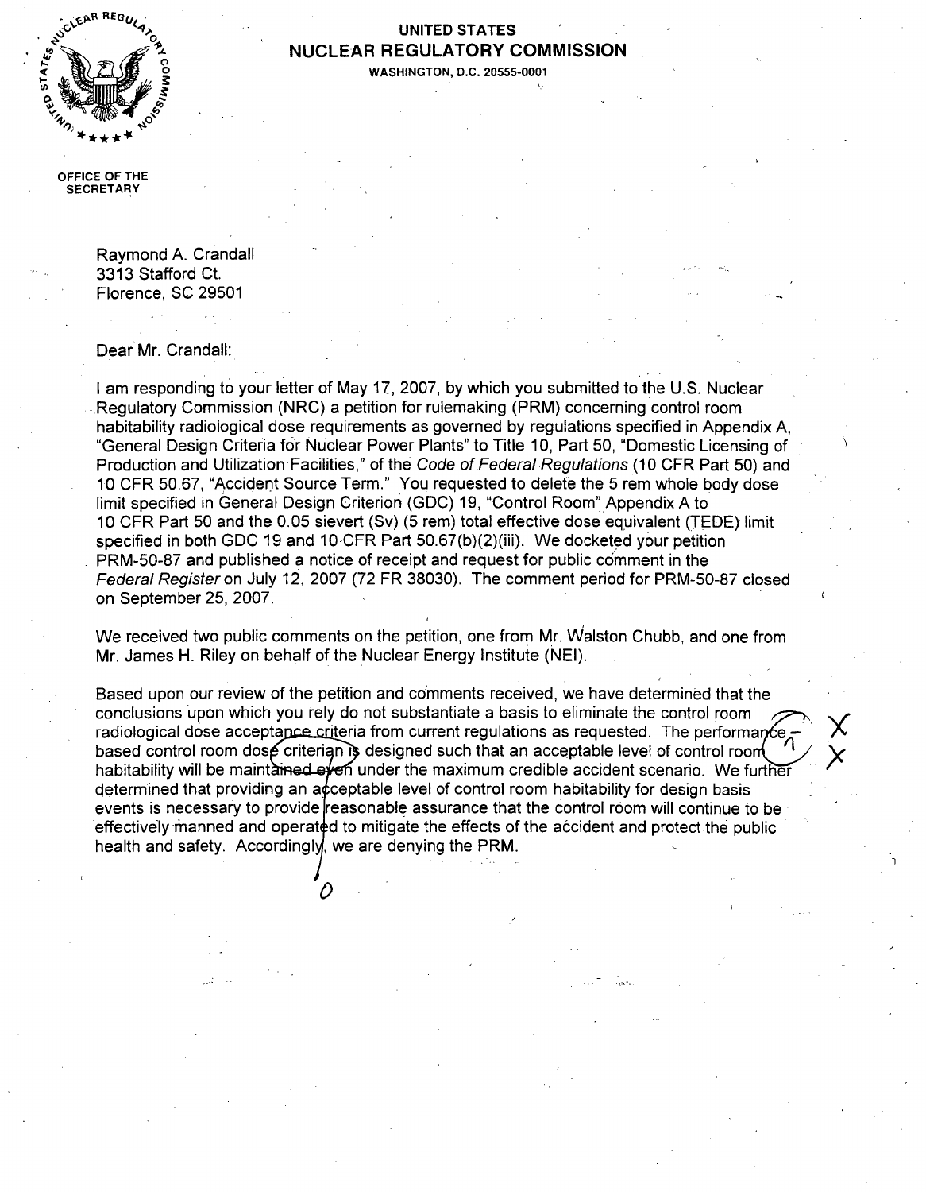**UNITED STATES**
**NUCLEAR REGULATORY COMMISSION**
WASHINGTON, D.C. 20555-0001

OFFICE OF THE SECRETARY

Raymond A. Crandall
3313 Stafford Ct.
Florence, SC 29501

Dear Mr. Crandall:

I am responding to your letter of May 17, 2007, by which you submitted to the U.S. Nuclear Regulatory Commission (NRC) a petition for rulemaking (PRM) concerning control room habitability radiological dose requirements as governed by regulations specified in Appendix A, "General Design Criteria for Nuclear Power Plants" to Title 10, Part 50, "Domestic Licensing of Production and Utilization Facilities," of the *Code of Federal Regulations* (10 CFR Part 50) and 10 CFR 50.67, "Accident Source Term." You requested to delete the 5 rem whole body dose limit specified in General Design Criterion (GDC) 19, "Control Room" Appendix A to 10 CFR Part 50 and the 0.05 sievert (Sv) (5 rem) total effective dose equivalent (TEDE) limit specified in both GDC 19 and 10 CFR Part 50.67(b)(2)(iii). We docketed your petition PRM-50-87 and published a notice of receipt and request for public comment in the *Federal Register* on July 12, 2007 (72 FR 38030). The comment period for PRM-50-87 closed on September 25, 2007.

We received two public comments on the petition, one from Mr. Walston Chubb, and one from Mr. James H. Riley on behalf of the Nuclear Energy Institute (NEI).

Based upon our review of the petition and comments received, we have determined that the conclusions upon which you rely do not substantiate a basis to eliminate the control room radiological dose acceptance criteria from current regulations as requested. The performance-based control room dose criterion is designed such that an acceptable level of control room habitability will be maintained even under the maximum credible accident scenario. We further determined that providing an acceptable level of control room habitability for design basis events is necessary to provide reasonable assurance that the control room will continue to be effectively manned and operated to mitigate the effects of the accident and protect the public health and safety. Accordingly, we are denying the PRM.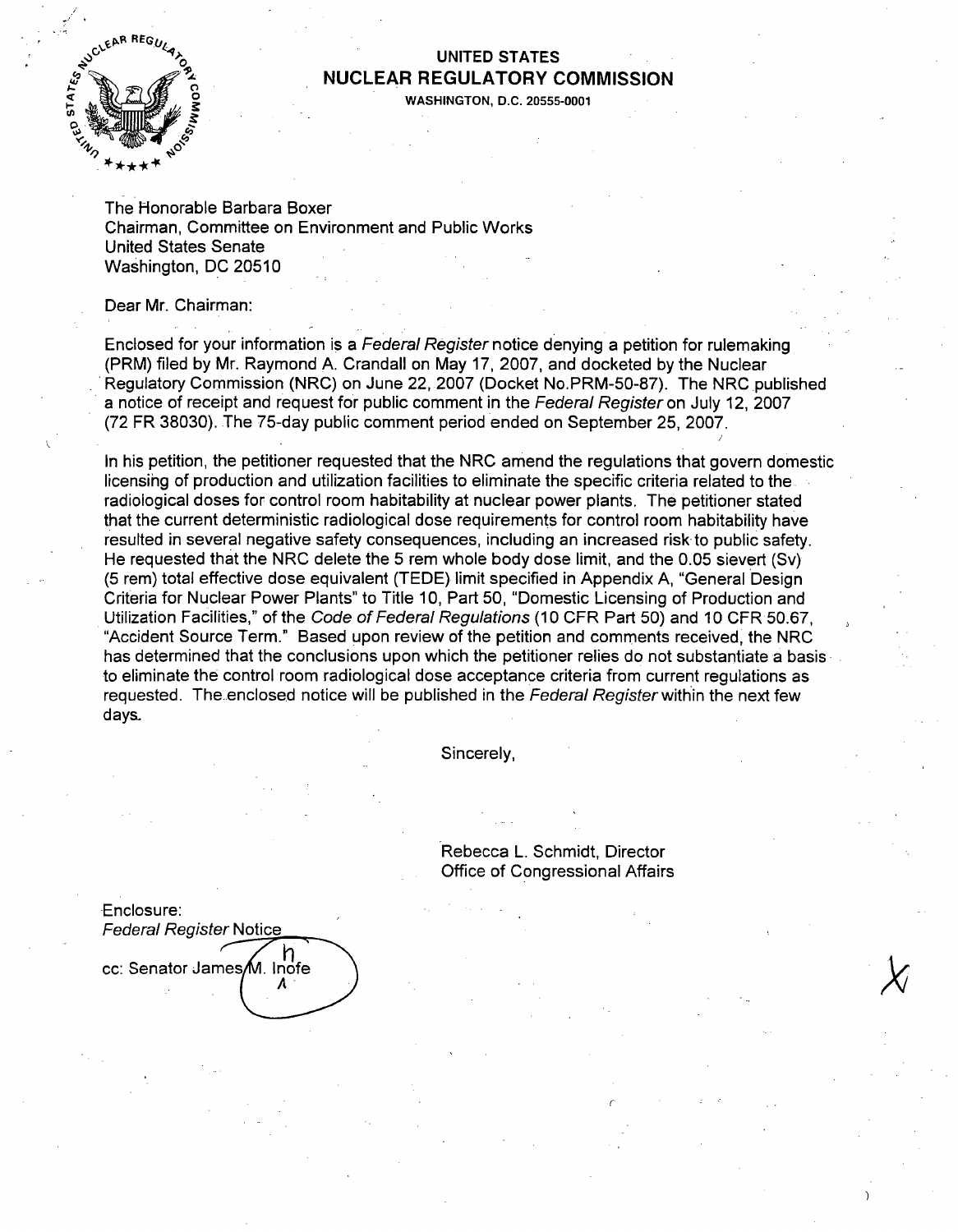**UNITED STATES**
**NUCLEAR REGULATORY COMMISSION**
WASHINGTON, D.C. 20555-0001

The Honorable Barbara Boxer
Chairman, Committee on Environment and Public Works
United States Senate
Washington, DC 20510

Dear Mr. Chairman:

Enclosed for your information is a *Federal Register* notice denying a petition for rulemaking (PRM) filed by Mr. Raymond A. Crandall on May 17, 2007, and docketed by the Nuclear Regulatory Commission (NRC) on June 22, 2007 (Docket No.PRM-50-87). The NRC published a notice of receipt and request for public comment in the *Federal Register* on July 12, 2007 (72 FR 38030). The 75-day public comment period ended on September 25, 2007.

In his petition, the petitioner requested that the NRC amend the regulations that govern domestic licensing of production and utilization facilities to eliminate the specific criteria related to the radiological doses for control room habitability at nuclear power plants. The petitioner stated that the current deterministic radiological dose requirements for control room habitability have resulted in several negative safety consequences, including an increased risk to public safety. He requested that the NRC delete the 5 rem whole body dose limit, and the 0.05 sievert (Sv) (5 rem) total effective dose equivalent (TEDE) limit specified in Appendix A, "General Design Criteria for Nuclear Power Plants" to Title 10, Part 50, "Domestic Licensing of Production and Utilization Facilities," of the *Code of Federal Regulations* (10 CFR Part 50) and 10 CFR 50.67, "Accident Source Term." Based upon review of the petition and comments received, the NRC has determined that the conclusions upon which the petitioner relies do not substantiate a basis to eliminate the control room radiological dose acceptance criteria from current regulations as requested. The enclosed notice will be published in the *Federal Register* within the next few days.

Sincerely,

Rebecca L. Schmidt, Director
Office of Congressional Affairs

Enclosure:
*Federal Register* Notice

cc: Senator James M. Inofe